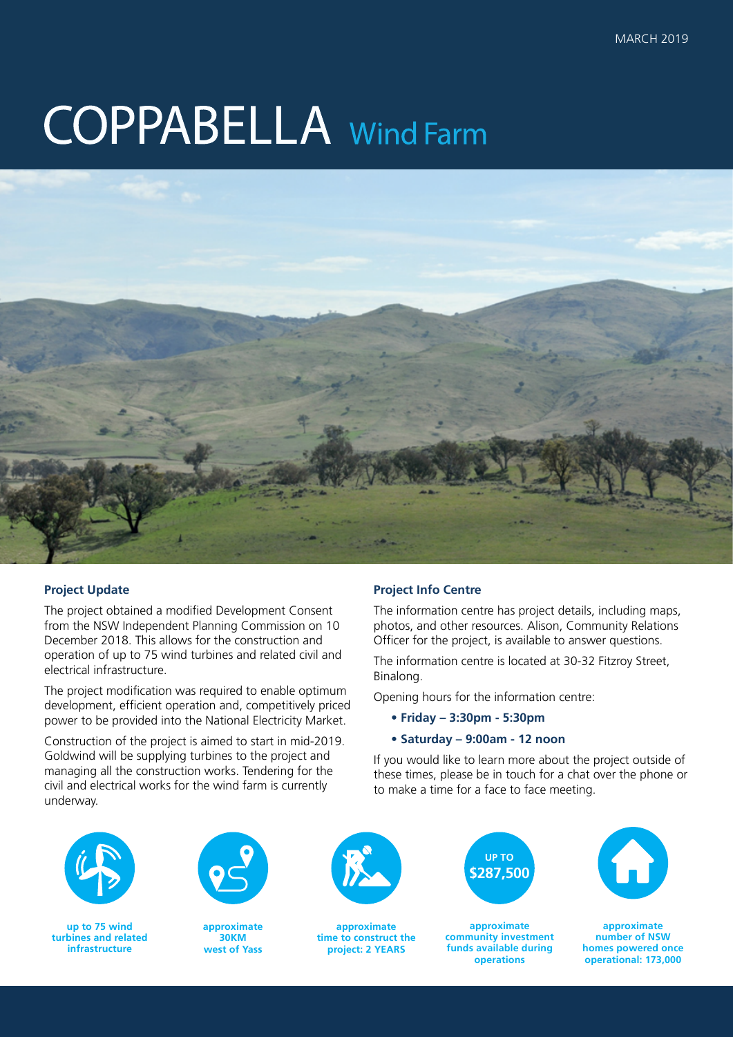MARCH 2019

# COPPABELLA Wind Farm

## Project Update

The project obtained a modified Development Consent from the NSW Independent Planning Commission on 10 December 2018. This allows for the construction and operation of up to 75 wind turbines and related civil and electrical infrastructure.

The project modification was required to enable optimum development, efficient operation and, competitively priced power to be provided into the National Electricity Market.

Construction of the project is aimed to start in mid-2019. Goldwind will be supplying turbines to the project and managing all the construction works. Tendering for the civil and electrical works for the wind farm is currently underway.

## Project Info Centre

The information centre has project details, including maps, photos, and other resources. Alison, Community Relations Officer for the project, is available to answer questions.

The information centre is located at 30-32 Fitzroy Street, Binalong.

Opening hours for the information centre:

- **Friday – 3:30pm - 5:30pm**
- **Saturday – 9:00am - 12 noon**

If you would like to learn more about the project outside of these times, please be in touch for a chat over the phone or to make a time for a face to face meeting.

**up to 75 wind turbines and related infrastructure**

**approximate 30KM west of Yass**

**approximate time to construct the project: 2 YEARS**

**UP TO $287,500**

**approximate community investment funds available during operations**

**approximate number of NSW homes powered once operational: 173,000**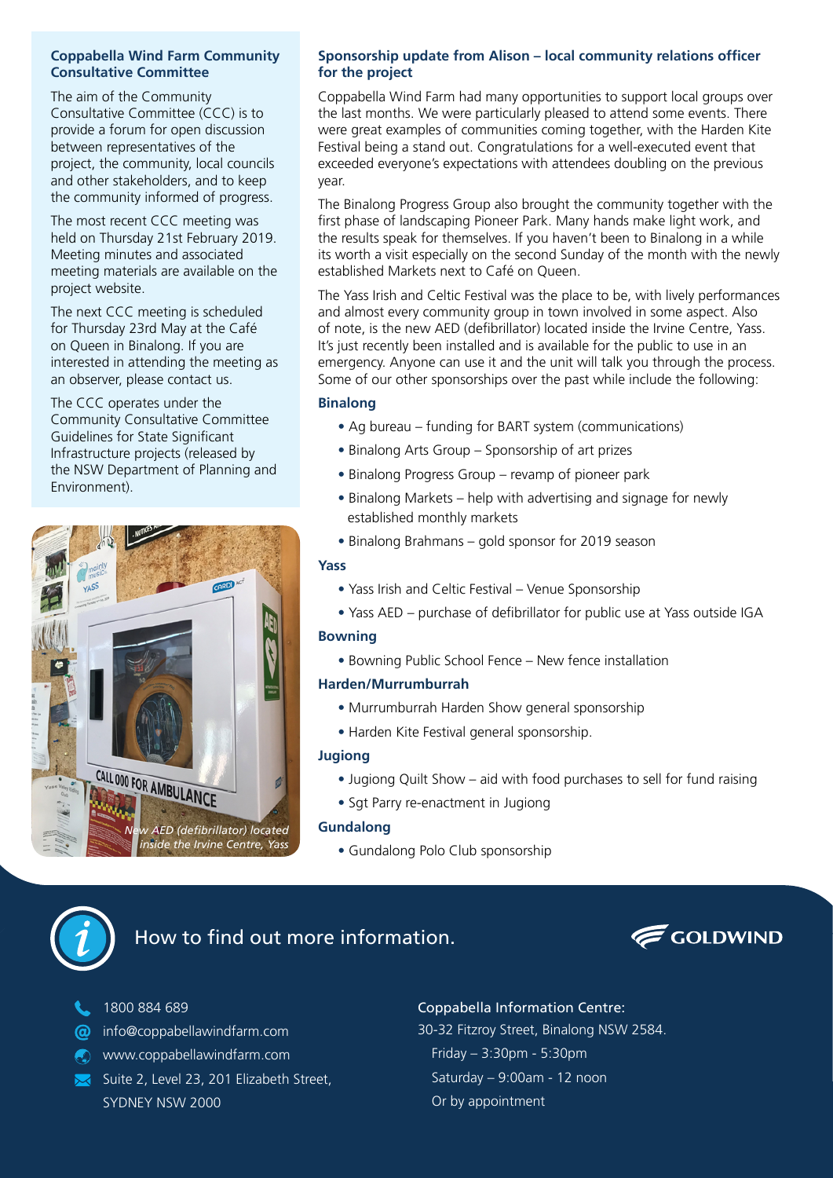## Coppabella Wind Farm Community Consultative Committee

The aim of the Community Consultative Committee (CCC) is to provide a forum for open discussion between representatives of the project, the community, local councils and other stakeholders, and to keep the community informed of progress.

The most recent CCC meeting was held on Thursday 21st February 2019. Meeting minutes and associated meeting materials are available on the project website.

The next CCC meeting is scheduled for Thursday 23rd May at the Café on Queen in Binalong. If you are interested in attending the meeting as an observer, please contact us.

The CCC operates under the Community Consultative Committee Guidelines for State Significant Infrastructure projects (released by the NSW Department of Planning and Environment).

*New AED (defibrillator) located inside the Irvine Centre, Yass*

## Sponsorship update from Alison – local community relations officer for the project

Coppabella Wind Farm had many opportunities to support local groups over the last months. We were particularly pleased to attend some events. There were great examples of communities coming together, with the Harden Kite Festival being a stand out. Congratulations for a well-executed event that exceeded everyone's expectations with attendees doubling on the previous year.

The Binalong Progress Group also brought the community together with the first phase of landscaping Pioneer Park. Many hands make light work, and the results speak for themselves. If you haven't been to Binalong in a while its worth a visit especially on the second Sunday of the month with the newly established Markets next to Café on Queen.

The Yass Irish and Celtic Festival was the place to be, with lively performances and almost every community group in town involved in some aspect. Also of note, is the new AED (defibrillator) located inside the Irvine Centre, Yass. It's just recently been installed and is available for the public to use in an emergency. Anyone can use it and the unit will talk you through the process. Some of our other sponsorships over the past while include the following:

### Binalong

- Ag bureau – funding for BART system (communications)
- Binalong Arts Group – Sponsorship of art prizes
- Binalong Progress Group – revamp of pioneer park
- Binalong Markets – help with advertising and signage for newly established monthly markets
- Binalong Brahmans – gold sponsor for 2019 season

### Yass

- Yass Irish and Celtic Festival – Venue Sponsorship
- Yass AED – purchase of defibrillator for public use at Yass outside IGA

### Bowning

- Bowning Public School Fence – New fence installation

### Harden/Murrumburrah

- Murrumburrah Harden Show general sponsorship
- Harden Kite Festival general sponsorship.

### Jugiong

- Jugiong Quilt Show – aid with food purchases to sell for fund raising
- Sgt Parry re-enactment in Jugiong

### Gundalong

- Gundalong Polo Club sponsorship

## How to find out more information.

GOLDWIND

1800 884 689
info@coppabellawindfarm.com
www.coppabellawindfarm.com
Suite 2, Level 23, 201 Elizabeth Street, SYDNEY NSW 2000

Coppabella Information Centre:
30-32 Fitzroy Street, Binalong NSW 2584.
Friday – 3:30pm - 5:30pm
Saturday – 9:00am - 12 noon
Or by appointment